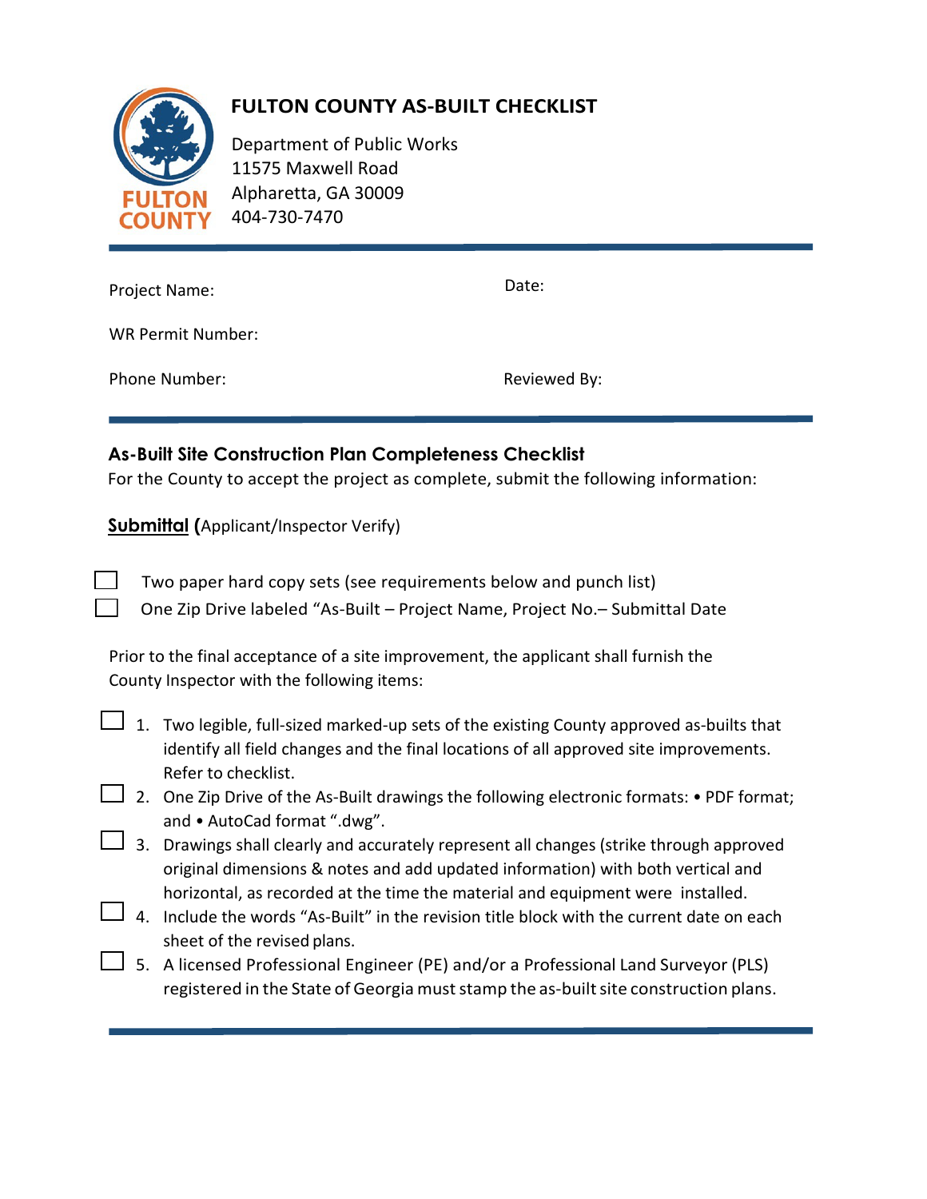# FULTON COUNTY AS-BUILT CHECKLIST

Department of Public Works
11575 Maxwell Road
Alpharetta, GA 30009
404-730-7470

Project Name: Date:

WR Permit Number:

Phone Number: Reviewed By:

## As-Built Site Construction Plan Completeness Checklist

For the County to accept the project as complete, submit the following information:

**Submittal (**Applicant/Inspector Verify)

- ☐ Two paper hard copy sets (see requirements below and punch list)
- ☐ One Zip Drive labeled "As-Built – Project Name, Project No.– Submittal Date

Prior to the final acceptance of a site improvement, the applicant shall furnish the County Inspector with the following items:

- ☐ 1. Two legible, full-sized marked-up sets of the existing County approved as-builts that identify all field changes and the final locations of all approved site improvements. Refer to checklist.
- ☐ 2. One Zip Drive of the As-Built drawings the following electronic formats: • PDF format; and • AutoCad format ".dwg".
- ☐ 3. Drawings shall clearly and accurately represent all changes (strike through approved original dimensions & notes and add updated information) with both vertical and horizontal, as recorded at the time the material and equipment were installed.
- ☐ 4. Include the words "As-Built" in the revision title block with the current date on each sheet of the revised plans.
- ☐ 5. A licensed Professional Engineer (PE) and/or a Professional Land Surveyor (PLS) registered in the State of Georgia must stamp the as-built site construction plans.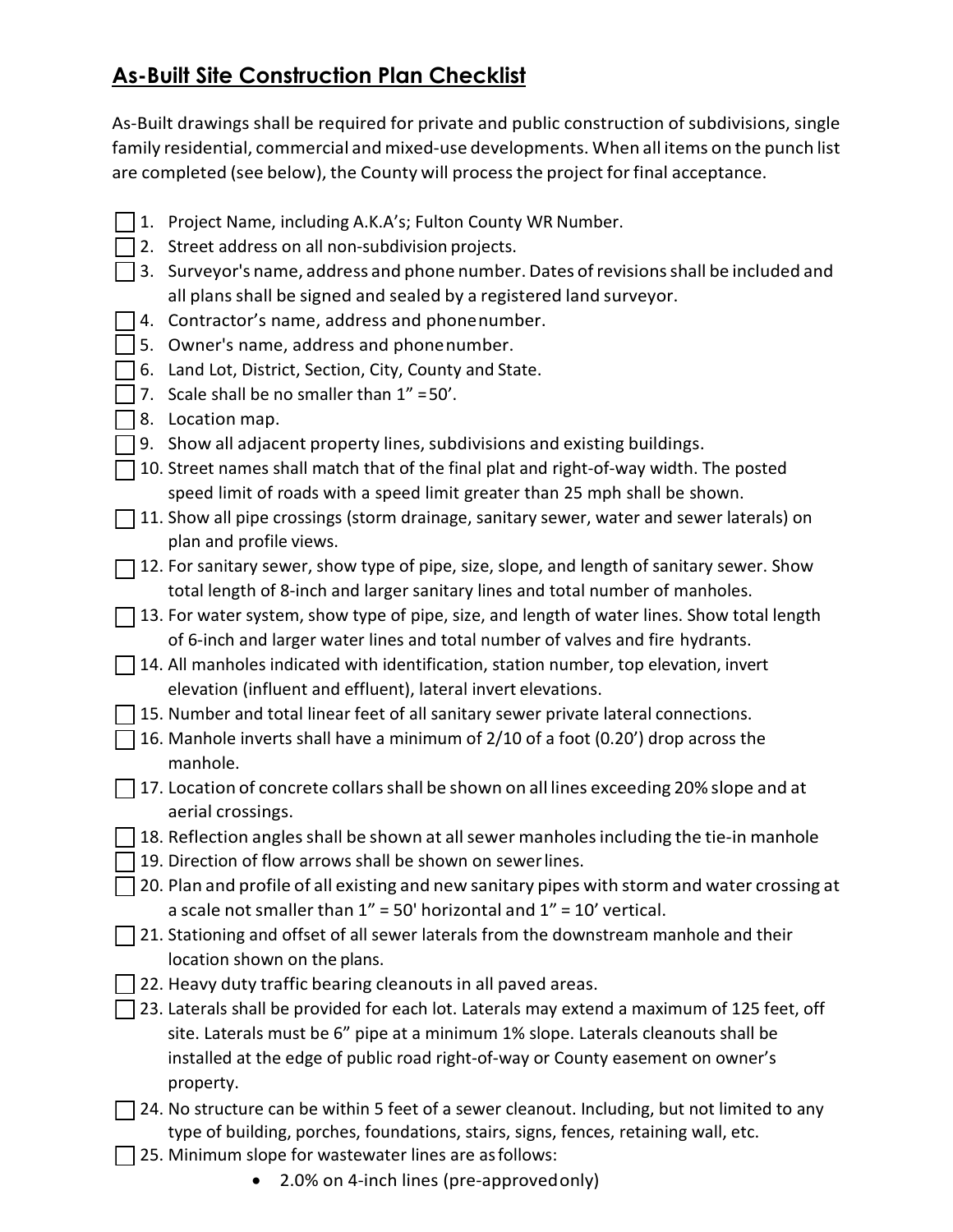## As-Built Site Construction Plan Checklist

As-Built drawings shall be required for private and public construction of subdivisions, single family residential, commercial and mixed-use developments. When all items on the punch list are completed (see below), the County will process the project for final acceptance.

- [ ] 1. Project Name, including A.K.A's; Fulton County WR Number.
- [ ] 2. Street address on all non-subdivision projects.
- [ ] 3. Surveyor's name, address and phone number. Dates of revisions shall be included and all plans shall be signed and sealed by a registered land surveyor.
- [ ] 4. Contractor's name, address and phone number.
- [ ] 5. Owner's name, address and phone number.
- [ ] 6. Land Lot, District, Section, City, County and State.
- [ ] 7. Scale shall be no smaller than 1" = 50'.
- [ ] 8. Location map.
- [ ] 9. Show all adjacent property lines, subdivisions and existing buildings.
- [ ] 10. Street names shall match that of the final plat and right-of-way width. The posted speed limit of roads with a speed limit greater than 25 mph shall be shown.
- [ ] 11. Show all pipe crossings (storm drainage, sanitary sewer, water and sewer laterals) on plan and profile views.
- [ ] 12. For sanitary sewer, show type of pipe, size, slope, and length of sanitary sewer. Show total length of 8-inch and larger sanitary lines and total number of manholes.
- [ ] 13. For water system, show type of pipe, size, and length of water lines. Show total length of 6-inch and larger water lines and total number of valves and fire hydrants.
- [ ] 14. All manholes indicated with identification, station number, top elevation, invert elevation (influent and effluent), lateral invert elevations.
- [ ] 15. Number and total linear feet of all sanitary sewer private lateral connections.
- [ ] 16. Manhole inverts shall have a minimum of 2/10 of a foot (0.20') drop across the manhole.
- [ ] 17. Location of concrete collars shall be shown on all lines exceeding 20% slope and at aerial crossings.
- [ ] 18. Reflection angles shall be shown at all sewer manholes including the tie-in manhole
- [ ] 19. Direction of flow arrows shall be shown on sewer lines.
- [ ] 20. Plan and profile of all existing and new sanitary pipes with storm and water crossing at a scale not smaller than 1" = 50' horizontal and 1" = 10' vertical.
- [ ] 21. Stationing and offset of all sewer laterals from the downstream manhole and their location shown on the plans.
- [ ] 22. Heavy duty traffic bearing cleanouts in all paved areas.
- [ ] 23. Laterals shall be provided for each lot. Laterals may extend a maximum of 125 feet, off site. Laterals must be 6" pipe at a minimum 1% slope. Laterals cleanouts shall be installed at the edge of public road right-of-way or County easement on owner's property.
- [ ] 24. No structure can be within 5 feet of a sewer cleanout. Including, but not limited to any type of building, porches, foundations, stairs, signs, fences, retaining wall, etc.
- [ ] 25. Minimum slope for wastewater lines are as follows:
    - 2.0% on 4-inch lines (pre-approved only)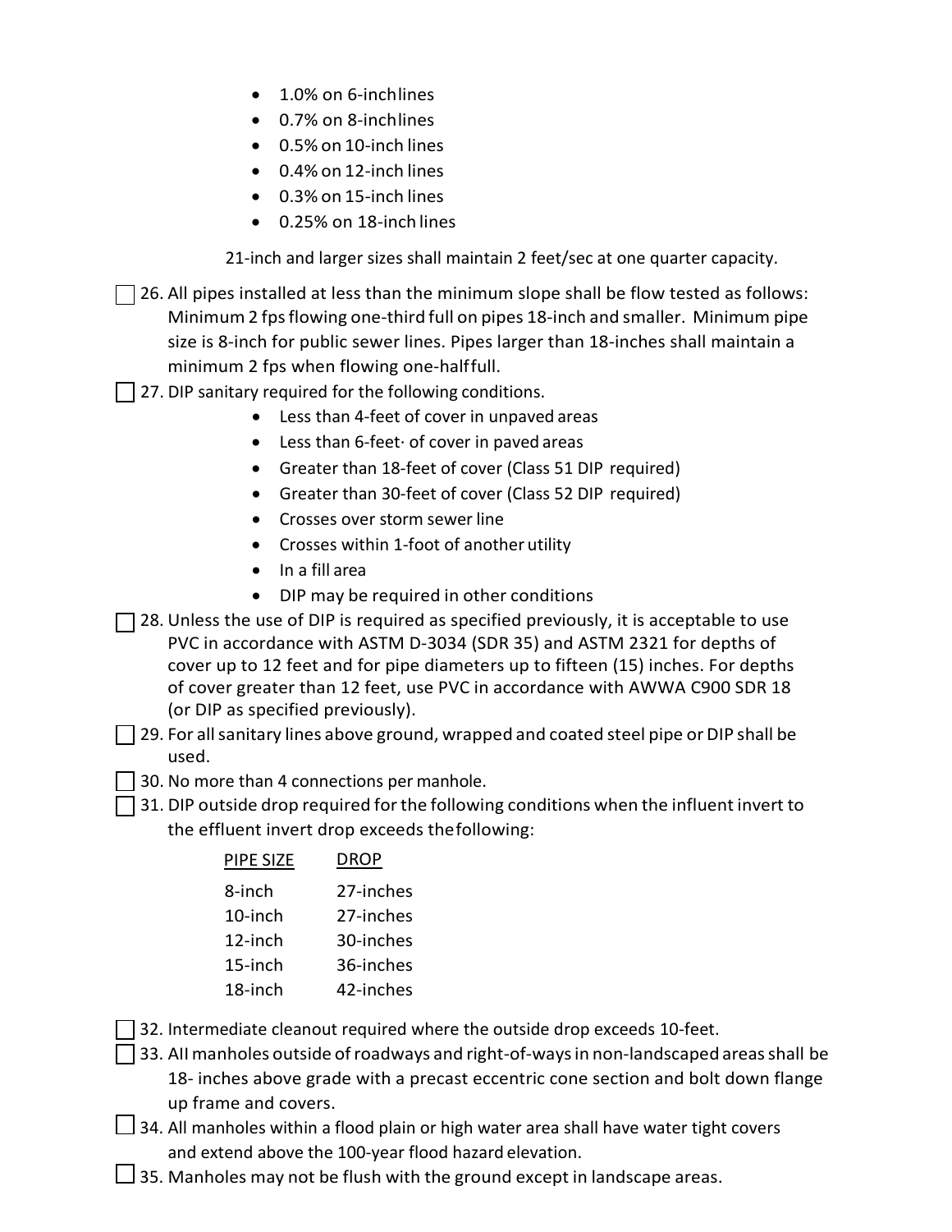- 1.0% on 6-inchlines
- 0.7% on 8-inchlines
- 0.5% on 10-inch lines
- 0.4% on 12-inch lines
- 0.3% on 15-inch lines
- 0.25% on 18-inch lines

21-inch and larger sizes shall maintain 2 feet/sec at one quarter capacity.

☐ 26. All pipes installed at less than the minimum slope shall be flow tested as follows: Minimum 2 fps flowing one-third full on pipes 18-inch and smaller. Minimum pipe size is 8-inch for public sewer lines. Pipes larger than 18-inches shall maintain a minimum 2 fps when flowing one-halffull.

☐ 27. DIP sanitary required for the following conditions.
- Less than 4-feet of cover in unpaved areas
- Less than 6-feet· of cover in paved areas
- Greater than 18-feet of cover (Class 51 DIP required)
- Greater than 30-feet of cover (Class 52 DIP required)
- Crosses over storm sewer line
- Crosses within 1-foot of another utility
- In a fill area
- DIP may be required in other conditions

☐ 28. Unless the use of DIP is required as specified previously, it is acceptable to use PVC in accordance with ASTM D-3034 (SDR 35) and ASTM 2321 for depths of cover up to 12 feet and for pipe diameters up to fifteen (15) inches. For depths of cover greater than 12 feet, use PVC in accordance with AWWA C900 SDR 18 (or DIP as specified previously).

☐ 29. For all sanitary lines above ground, wrapped and coated steel pipe or DIP shall be used.

☐ 30. No more than 4 connections per manhole.

☐ 31. DIP outside drop required for the following conditions when the influent invert to the effluent invert drop exceeds thefollowing:

| PIPE SIZE | DROP |
|---|---|
| 8-inch | 27-inches |
| 10-inch | 27-inches |
| 12-inch | 30-inches |
| 15-inch | 36-inches |
| 18-inch | 42-inches |

☐ 32. Intermediate cleanout required where the outside drop exceeds 10-feet.

☐ 33. All manholes outside of roadways and right-of-ways in non-landscaped areas shall be 18- inches above grade with a precast eccentric cone section and bolt down flange up frame and covers.

☐ 34. All manholes within a flood plain or high water area shall have water tight covers and extend above the 100-year flood hazard elevation.

☐ 35. Manholes may not be flush with the ground except in landscape areas.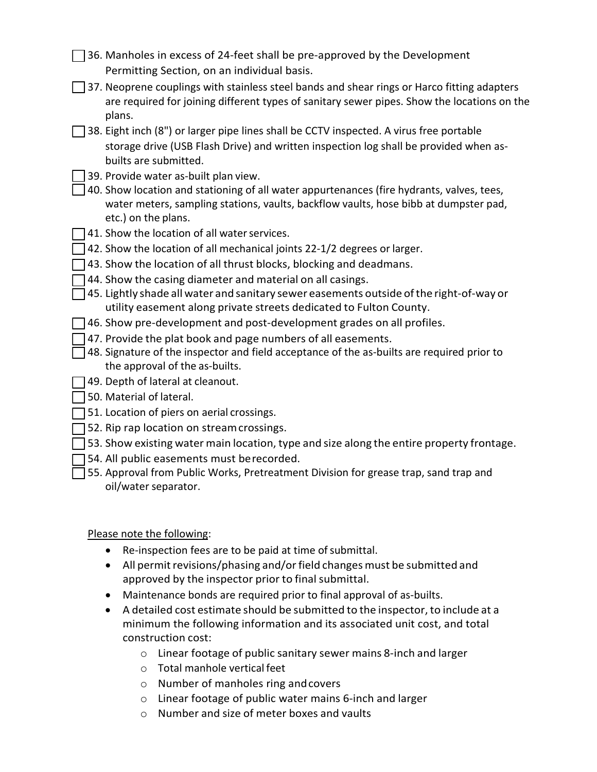- [ ] 36. Manholes in excess of 24-feet shall be pre-approved by the Development Permitting Section, on an individual basis.
- [ ] 37. Neoprene couplings with stainless steel bands and shear rings or Harco fitting adapters are required for joining different types of sanitary sewer pipes. Show the locations on the plans.
- [ ] 38. Eight inch (8") or larger pipe lines shall be CCTV inspected. A virus free portable storage drive (USB Flash Drive) and written inspection log shall be provided when as-builts are submitted.
- [ ] 39. Provide water as-built plan view.
- [ ] 40. Show location and stationing of all water appurtenances (fire hydrants, valves, tees, water meters, sampling stations, vaults, backflow vaults, hose bibb at dumpster pad, etc.) on the plans.
- [ ] 41. Show the location of all water services.
- [ ] 42. Show the location of all mechanical joints 22-1/2 degrees or larger.
- [ ] 43. Show the location of all thrust blocks, blocking and deadmans.
- [ ] 44. Show the casing diameter and material on all casings.
- [ ] 45. Lightly shade all water and sanitary sewer easements outside of the right-of-way or utility easement along private streets dedicated to Fulton County.
- [ ] 46. Show pre-development and post-development grades on all profiles.
- [ ] 47. Provide the plat book and page numbers of all easements.
- [ ] 48. Signature of the inspector and field acceptance of the as-builts are required prior to the approval of the as-builts.
- [ ] 49. Depth of lateral at cleanout.
- [ ] 50. Material of lateral.
- [ ] 51. Location of piers on aerial crossings.
- [ ] 52. Rip rap location on stream crossings.
- [ ] 53. Show existing water main location, type and size along the entire property frontage.
- [ ] 54. All public easements must be recorded.
- [ ] 55. Approval from Public Works, Pretreatment Division for grease trap, sand trap and oil/water separator.

<u>Please note the following</u>:

- Re-inspection fees are to be paid at time of submittal.
- All permit revisions/phasing and/or field changes must be submitted and approved by the inspector prior to final submittal.
- Maintenance bonds are required prior to final approval of as-builts.
- A detailed cost estimate should be submitted to the inspector, to include at a minimum the following information and its associated unit cost, and total construction cost:
  - Linear footage of public sanitary sewer mains 8-inch and larger
  - Total manhole vertical feet
  - Number of manholes ring and covers
  - Linear footage of public water mains 6-inch and larger
  - Number and size of meter boxes and vaults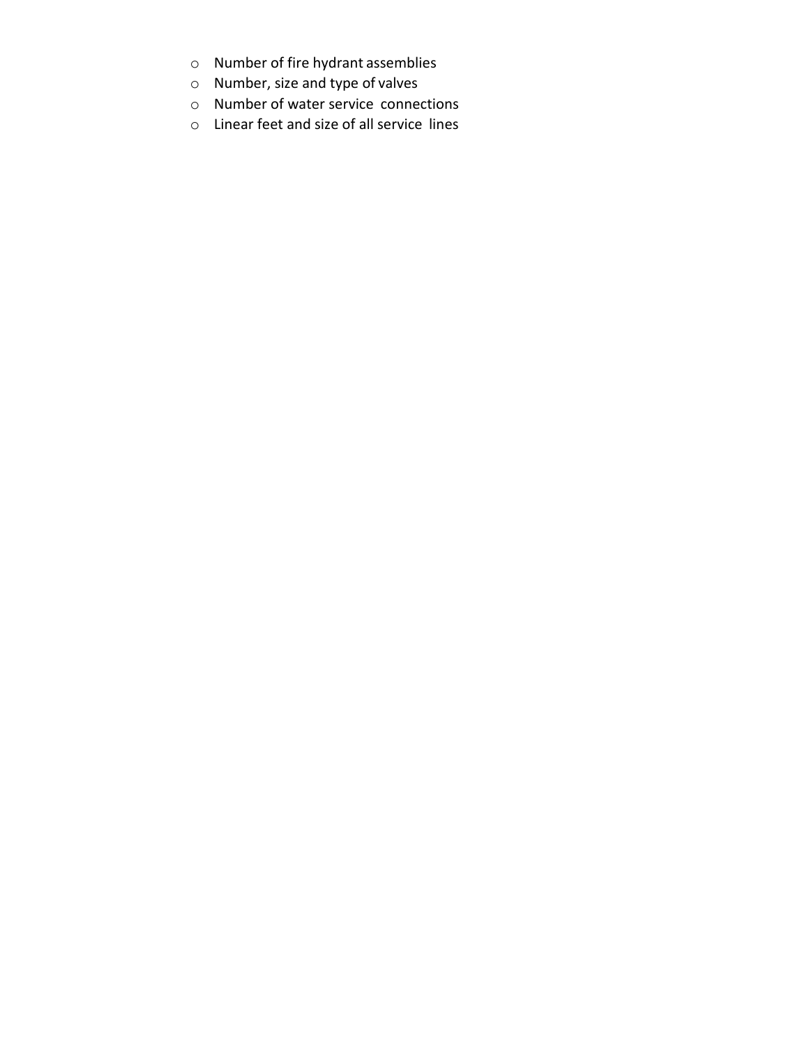- Number of fire hydrant assemblies
- Number, size and type of valves
- Number of water service connections
- Linear feet and size of all service lines